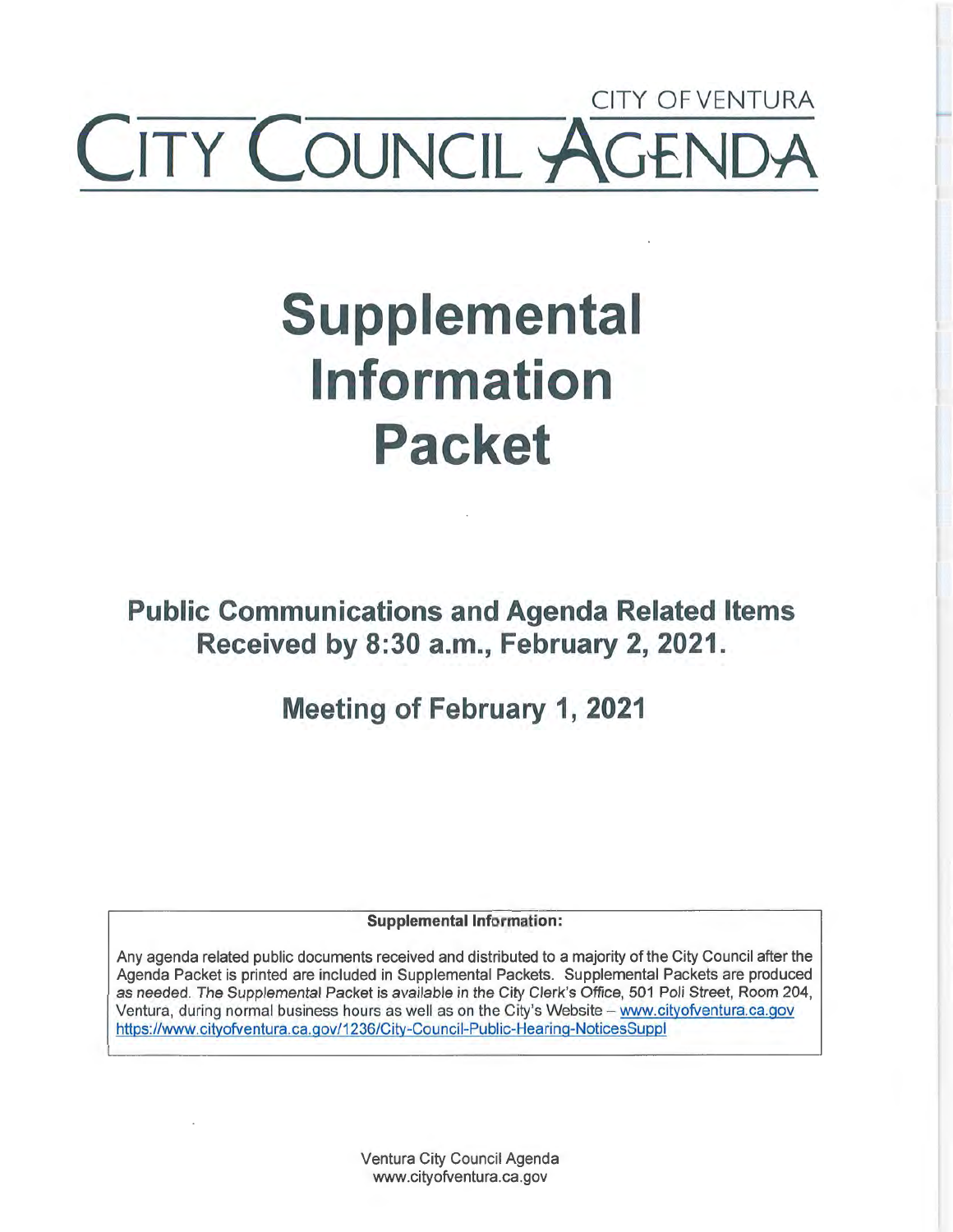CITY OF VENTURA

# CITY COUNCIL AGENDA

# Supplemental Information Packet

## Public Communications and Agenda Related Items Received by 8:30 a.m., February 2, 2021.

## Meeting of February 1, 2021

**Supplemental Information:**

Any agenda related public documents received and distributed to a majority of the City Council after the Agenda Packet is printed are included in Supplemental Packets. Supplemental Packets are produced as needed. *The Supplemental Packet is available in the City Clerk's Office, 501 Poli Street, Room 204,* Ventura, during normal business hours as well as on the City's Website – www.cityofventura.ca.gov https://www.cityofventura.ca.gov/1236/City-Council-Public-Hearing-NoticesSuppl

Ventura City Council Agenda
www.cityofventura.ca.gov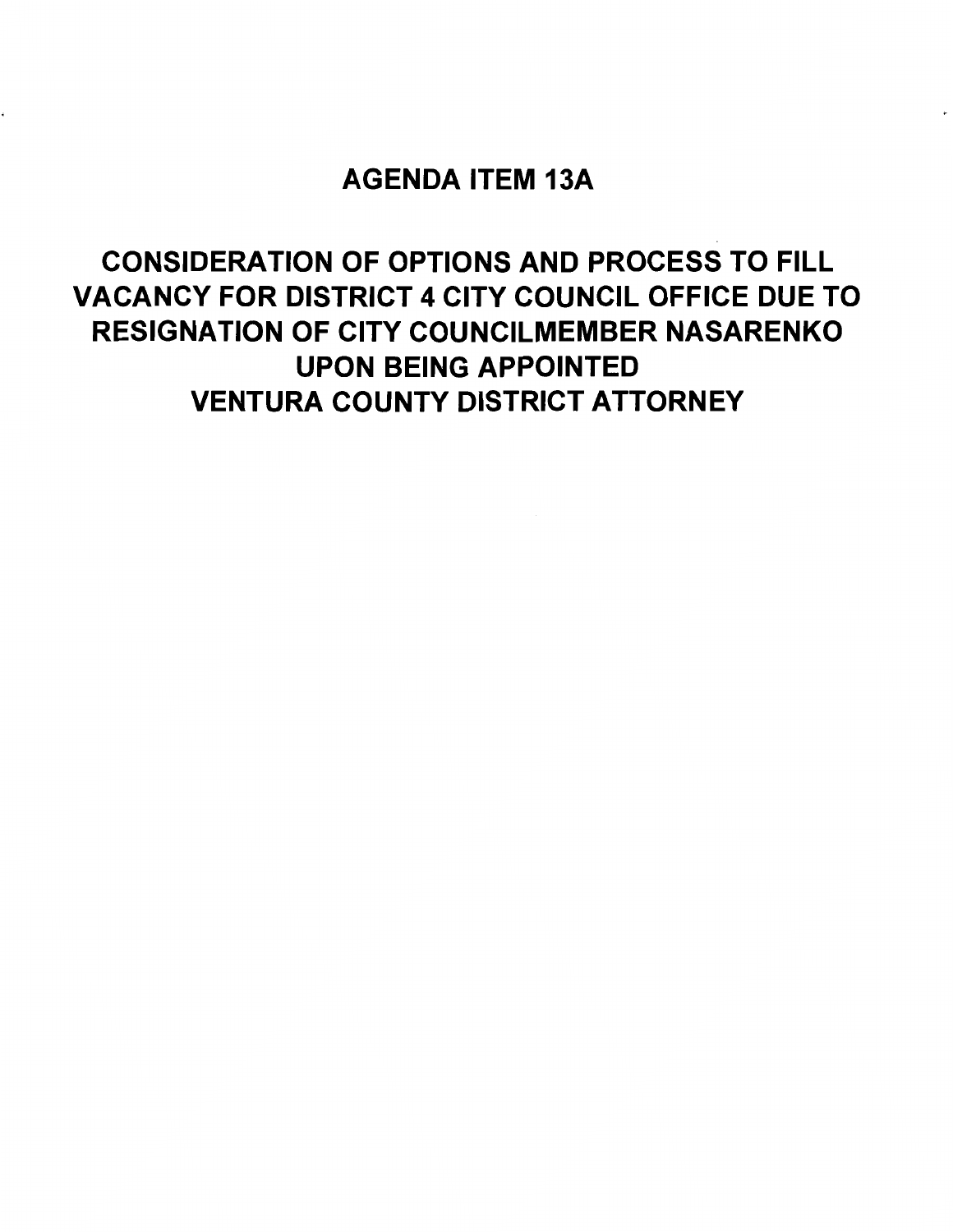# AGENDA ITEM 13A

## CONSIDERATION OF OPTIONS AND PROCESS TO FILL VACANCY FOR DISTRICT 4 CITY COUNCIL OFFICE DUE TO RESIGNATION OF CITY COUNCILMEMBER NASARENKO UPON BEING APPOINTED VENTURA COUNTY DISTRICT ATTORNEY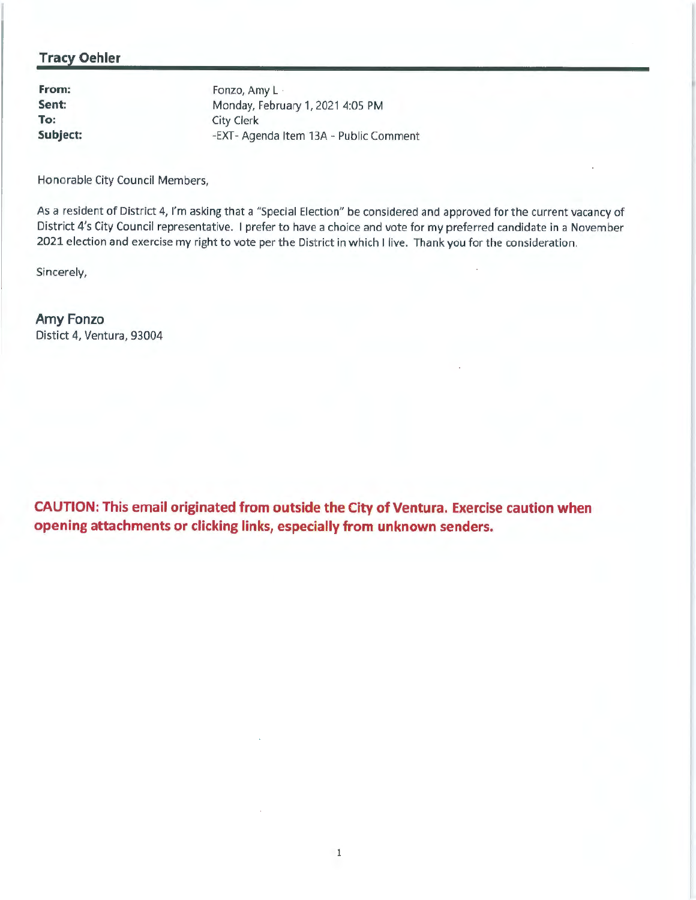**Tracy Oehler**

**From:** Fonzo, Amy L
**Sent:** Monday, February 1, 2021 4:05 PM
**To:** City Clerk
**Subject:** -EXT- Agenda Item 13A - Public Comment

Honorable City Council Members,

As a resident of District 4, I'm asking that a "Special Election" be considered and approved for the current vacancy of District 4's City Council representative. I prefer to have a choice and vote for my preferred candidate in a November 2021 election and exercise my right to vote per the District in which I live. Thank you for the consideration.

Sincerely,

**Amy Fonzo**
Distict 4, Ventura, 93004

**CAUTION: This email originated from outside the City of Ventura. Exercise caution when opening attachments or clicking links, especially from unknown senders.**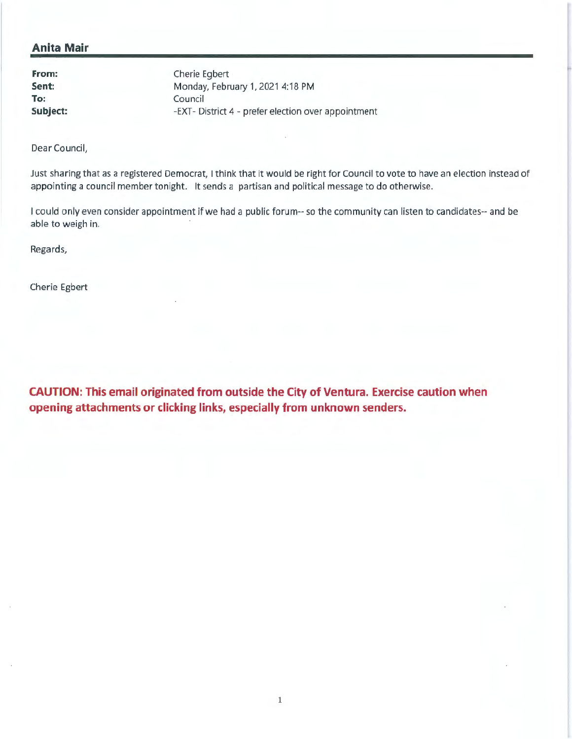## Anita Mair

**From:** Cherie Egbert
**Sent:** Monday, February 1, 2021 4:18 PM
**To:** Council
**Subject:** -EXT- District 4 - prefer election over appointment

Dear Council,

Just sharing that as a registered Democrat, I think that it would be right for Council to vote to have an election instead of appointing a council member tonight. It sends a partisan and political message to do otherwise.

I could only even consider appointment if we had a public forum-- so the community can listen to candidates-- and be able to weigh in.

Regards,

Cherie Egbert

**CAUTION: This email originated from outside the City of Ventura. Exercise caution when opening attachments or clicking links, especially from unknown senders.**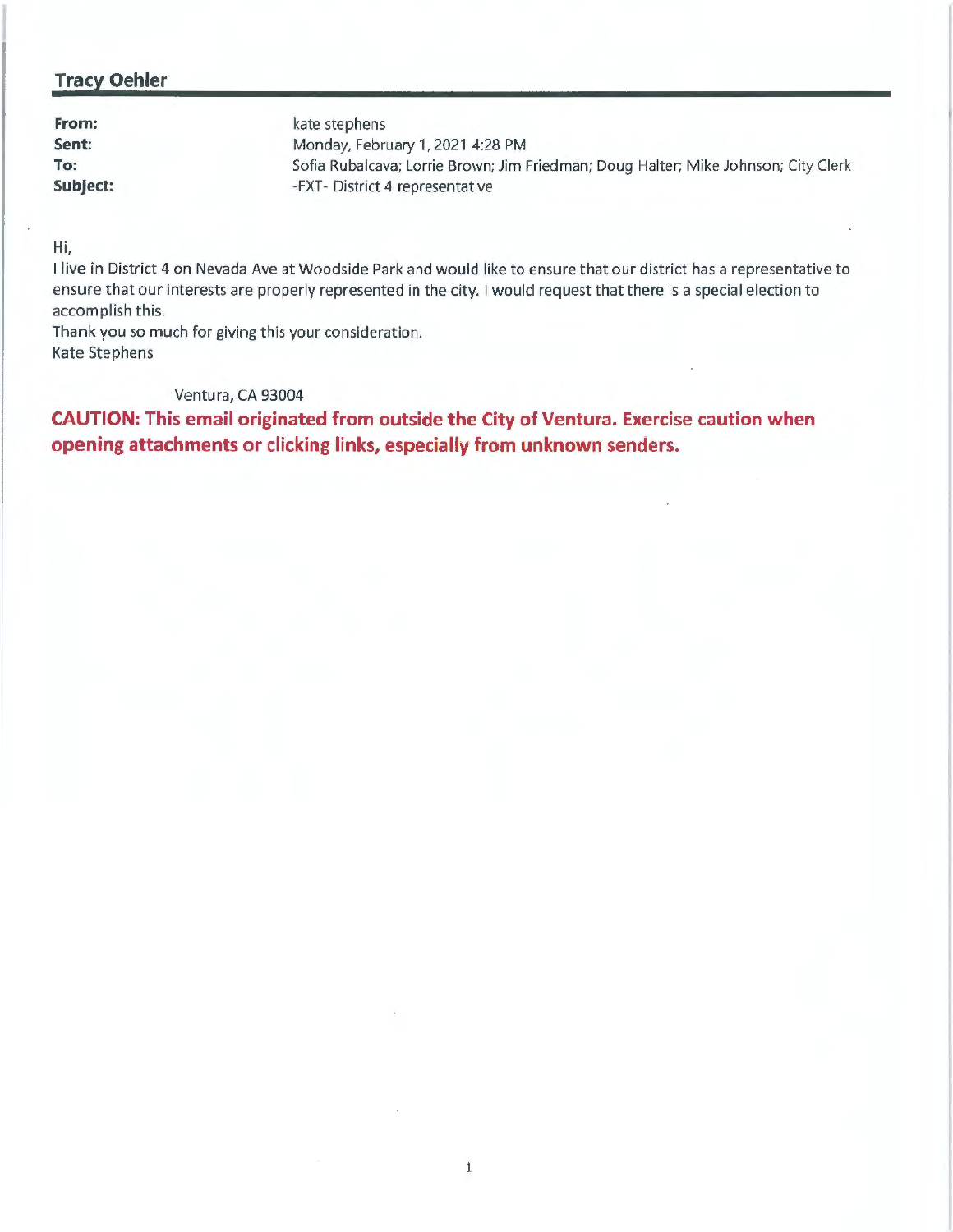## Tracy Oehler

**From:** kate stephens
**Sent:** Monday, February 1, 2021 4:28 PM
**To:** Sofia Rubalcava; Lorrie Brown; Jim Friedman; Doug Halter; Mike Johnson; City Clerk
**Subject:** -EXT- District 4 representative

Hi,
I live in District 4 on Nevada Ave at Woodside Park and would like to ensure that our district has a representative to ensure that our interests are properly represented in the city. I would request that there is a special election to accomplish this.
Thank you so much for giving this your consideration.
Kate Stephens

Ventura, CA 93004

**CAUTION: This email originated from outside the City of Ventura. Exercise caution when opening attachments or clicking links, especially from unknown senders.**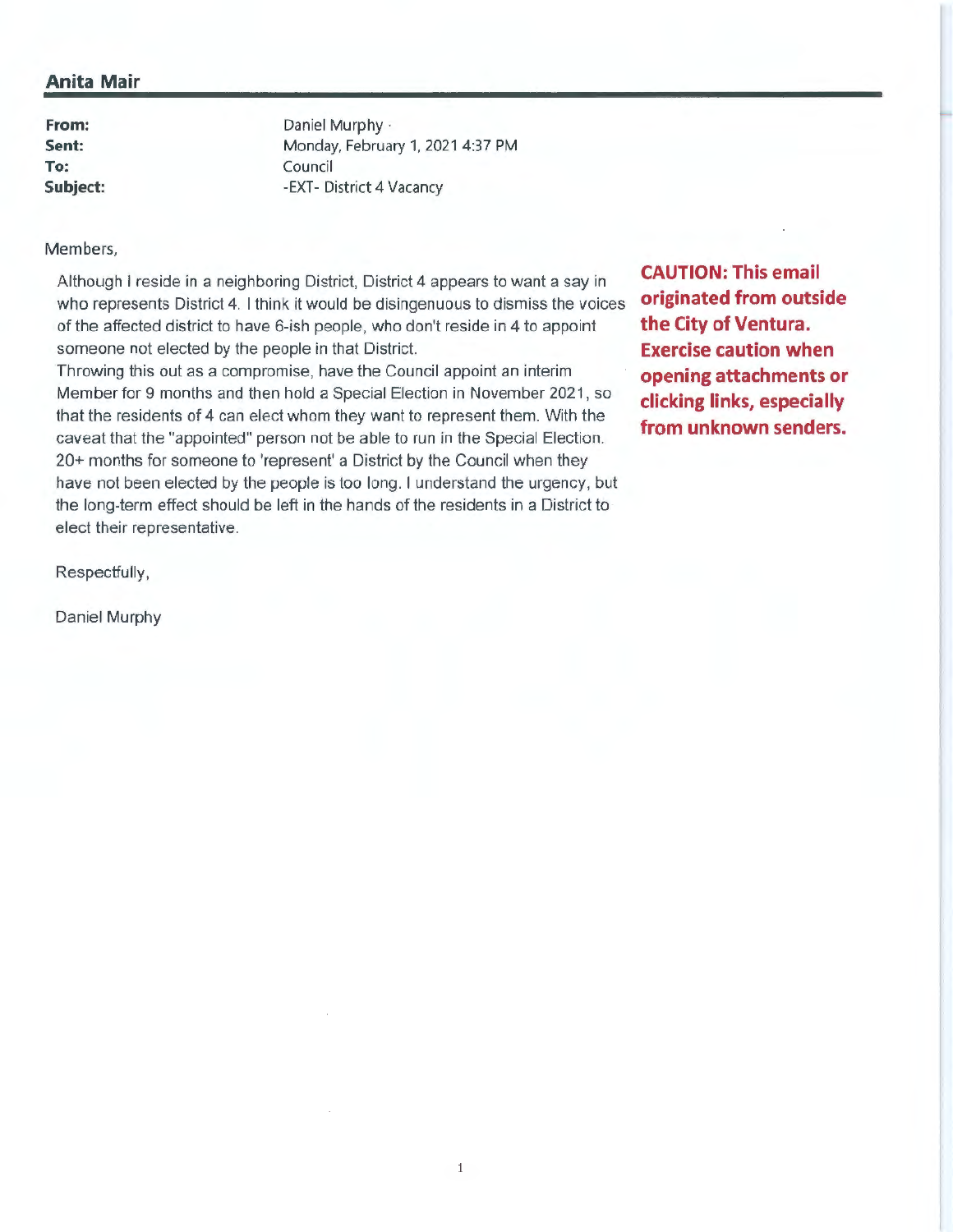**Anita Mair**

| | |
|---|---|
| **From:** | Daniel Murphy · |
| **Sent:** | Monday, February 1, 2021 4:37 PM |
| **To:** | Council |
| **Subject:** | -EXT- District 4 Vacancy |

**CAUTION: This email originated from outside the City of Ventura. Exercise caution when opening attachments or clicking links, especially from unknown senders.**

Members,

Although I reside in a neighboring District, District 4 appears to want a say in who represents District 4. I think it would be disingenuous to dismiss the voices of the affected district to have 6-ish people, who don't reside in 4 to appoint someone not elected by the people in that District.
Throwing this out as a compromise, have the Council appoint an interim Member for 9 months and then hold a Special Election in November 2021, so that the residents of 4 can elect whom they want to represent them. With the caveat that the "appointed" person not be able to run in the Special Election. 20+ months for someone to 'represent' a District by the Council when they have not been elected by the people is too long. I understand the urgency, but the long-term effect should be left in the hands of the residents in a District to elect their representative.

Respectfully,

Daniel Murphy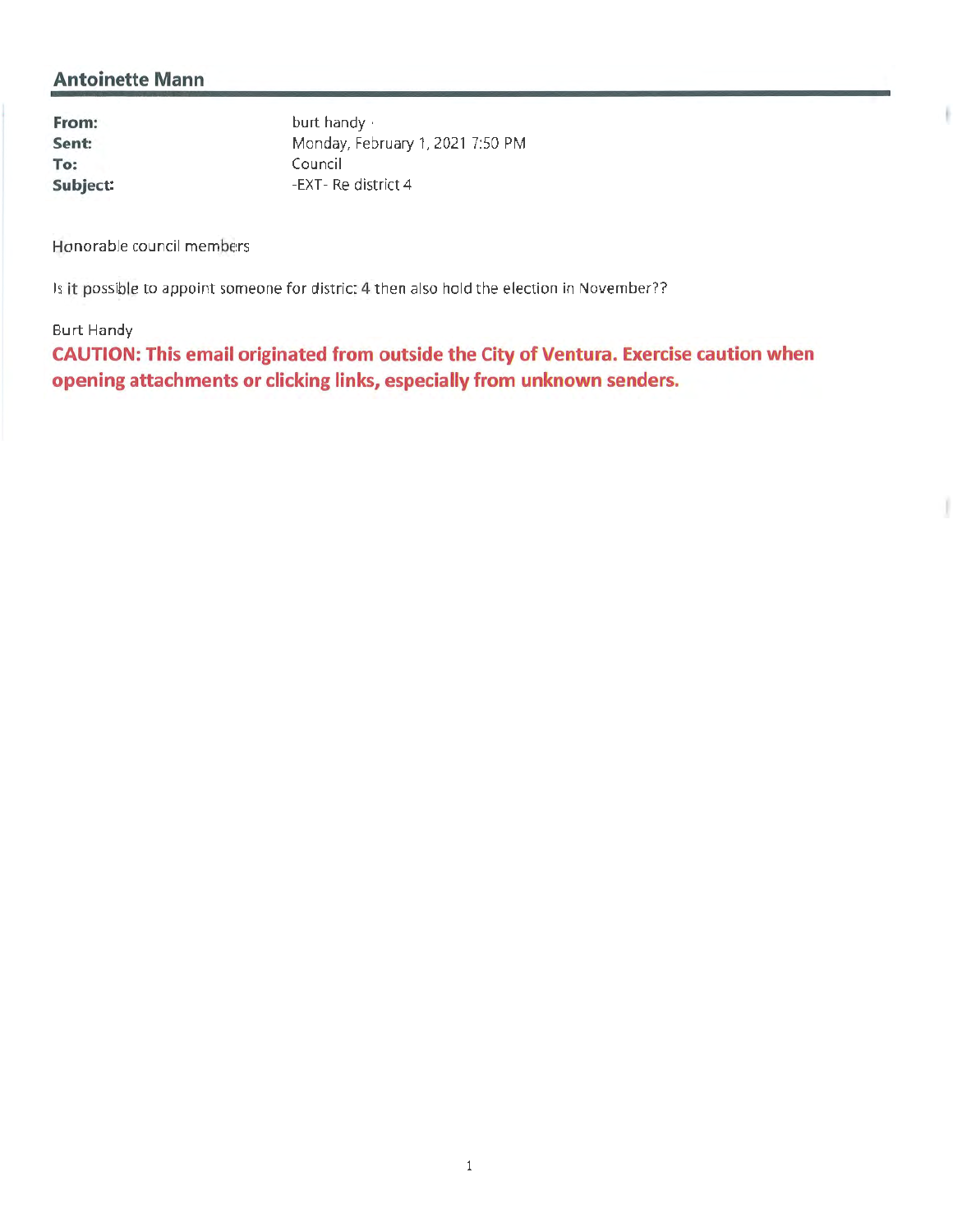## Antoinette Mann

**From:** burt handy
**Sent:** Monday, February 1, 2021 7:50 PM
**To:** Council
**Subject:** -EXT- Re district 4

Honorable council members

Is it possible to appoint someone for distric: 4 then also hold the election in November??

Burt Handy

**CAUTION: This email originated from outside the City of Ventura. Exercise caution when opening attachments or clicking links, especially from unknown senders.**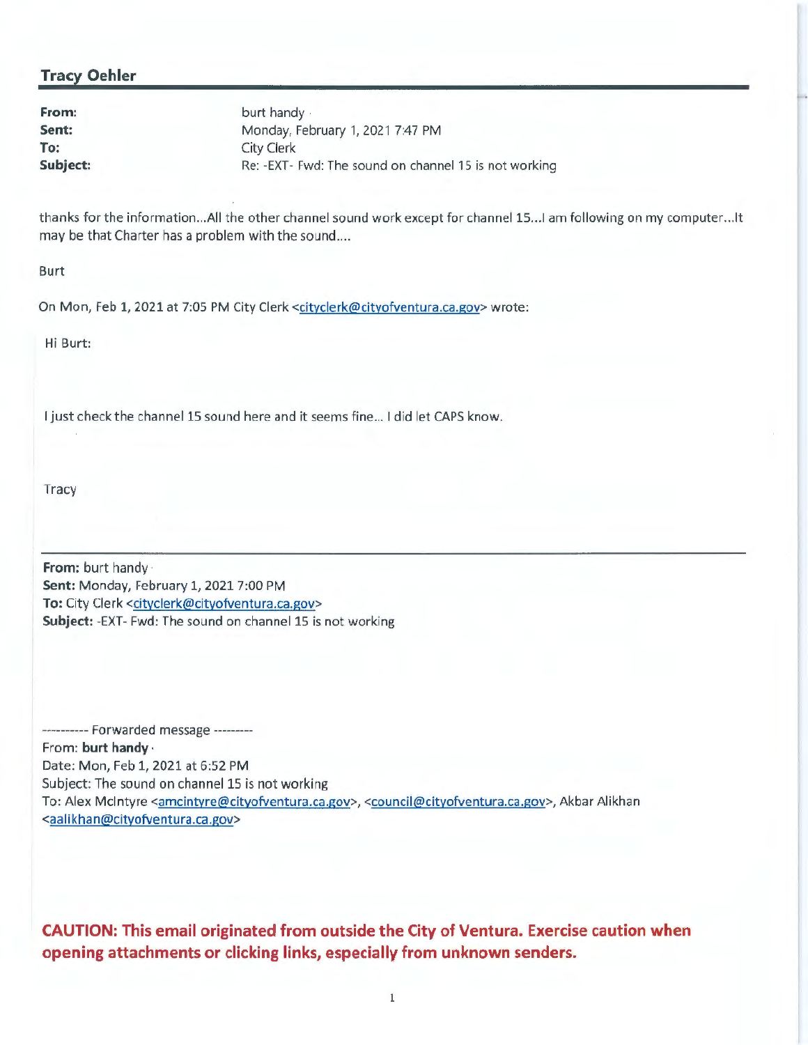**Tracy Oehler**

---

| | |
|---|---|
| **From:** | burt handy |
| **Sent:** | Monday, February 1, 2021 7:47 PM |
| **To:** | City Clerk |
| **Subject:** | Re: -EXT- Fwd: The sound on channel 15 is not working |

thanks for the information...All the other channel sound work except for channel 15...I am following on my computer...It may be that Charter has a problem with the sound....

Burt

On Mon, Feb 1, 2021 at 7:05 PM City Clerk <cityclerk@cityofventura.ca.gov> wrote:

> Hi Burt:
>
> I just check the channel 15 sound here and it seems fine... I did let CAPS know.
>
> Tracy
>
> ---
>
> **From:** burt handy
> **Sent:** Monday, February 1, 2021 7:00 PM
> **To:** City Clerk <cityclerk@cityofventura.ca.gov>
> **Subject:** -EXT- Fwd: The sound on channel 15 is not working
>
> ---------- Forwarded message ---------
> From: **burt handy**
> Date: Mon, Feb 1, 2021 at 6:52 PM
> Subject: The sound on channel 15 is not working
> To: Alex McIntyre <amcintyre@cityofventura.ca.gov>, <council@cityofventura.ca.gov>, Akbar Alikhan <aalikhan@cityofventura.ca.gov>
>
> **CAUTION: This email originated from outside the City of Ventura. Exercise caution when opening attachments or clicking links, especially from unknown senders.**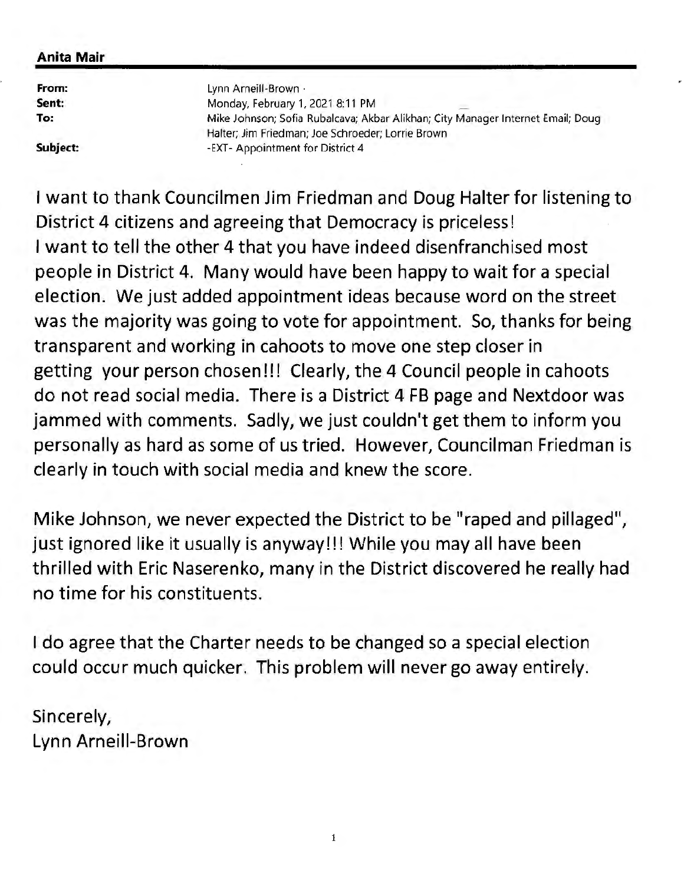**Anita Mair**

| | |
|---|---|
| **From:** | Lynn Arneill-Brown · |
| **Sent:** | Monday, February 1, 2021 8:11 PM |
| **To:** | Mike Johnson; Sofia Rubalcava; Akbar Alikhan; City Manager Internet Email; Doug Halter; Jim Friedman; Joe Schroeder; Lorrie Brown |
| **Subject:** | -EXT- Appointment for District 4 |

I want to thank Councilmen Jim Friedman and Doug Halter for listening to District 4 citizens and agreeing that Democracy is priceless!
I want to tell the other 4 that you have indeed disenfranchised most people in District 4. Many would have been happy to wait for a special election. We just added appointment ideas because word on the street was the majority was going to vote for appointment. So, thanks for being transparent and working in cahoots to move one step closer in getting your person chosen!!! Clearly, the 4 Council people in cahoots do not read social media. There is a District 4 FB page and Nextdoor was jammed with comments. Sadly, we just couldn't get them to inform you personally as hard as some of us tried. However, Councilman Friedman is clearly in touch with social media and knew the score.

Mike Johnson, we never expected the District to be "raped and pillaged", just ignored like it usually is anyway!!! While you may all have been thrilled with Eric Naserenko, many in the District discovered he really had no time for his constituents.

I do agree that the Charter needs to be changed so a special election could occur much quicker. This problem will never go away entirely.

Sincerely,
Lynn Arneill-Brown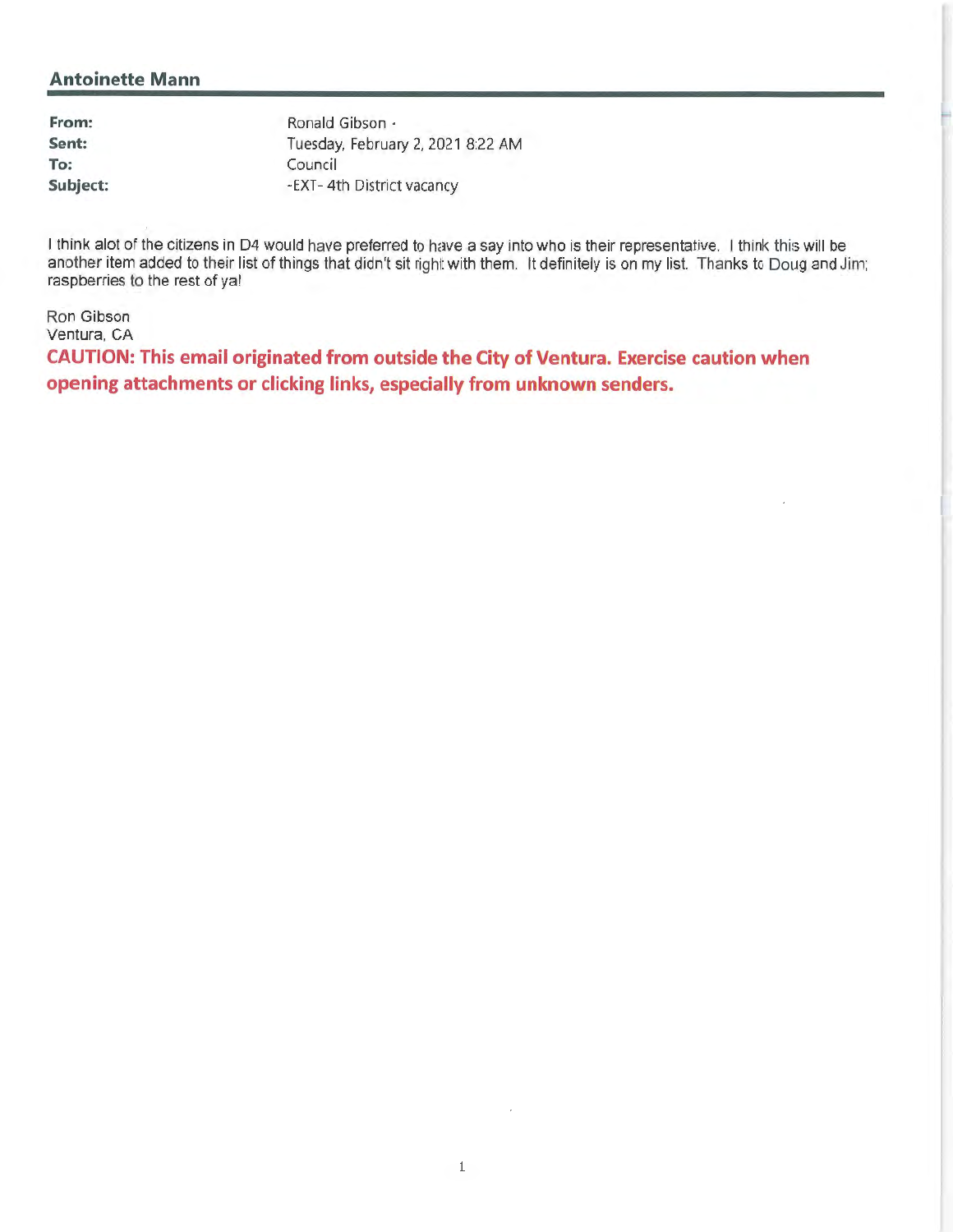## Antoinette Mann

| | |
|---|---|
| **From:** | Ronald Gibson · |
| **Sent:** | Tuesday, February 2, 2021 8:22 AM |
| **To:** | Council |
| **Subject:** | -EXT- 4th District vacancy |

I think alot of the citizens in D4 would have preferred to have a say into who is their representative. I think this will be another item added to their list of things that didn't sit right with them. It definitely is on my list. Thanks to Doug and Jim; raspberries to the rest of ya!

Ron Gibson
Ventura, CA

**CAUTION: This email originated from outside the City of Ventura. Exercise caution when opening attachments or clicking links, especially from unknown senders.**